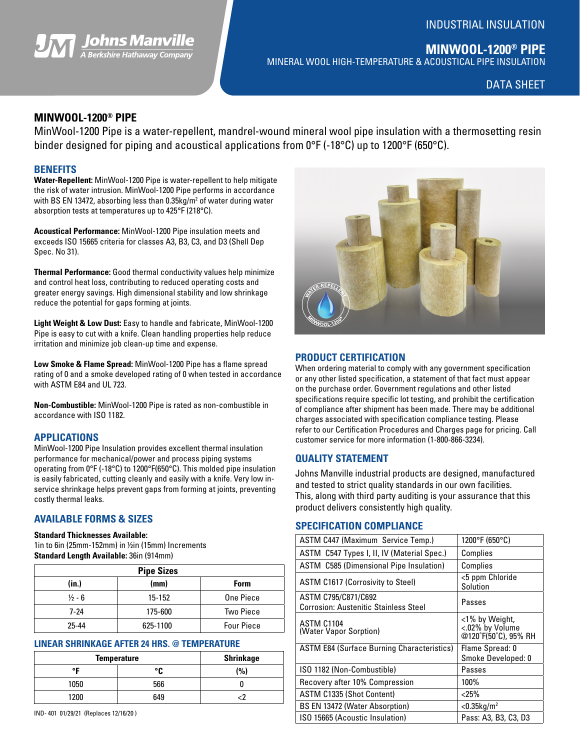INDUSTRIAL INSULATION

# MINWOOL-1200® PIPE

MINERAL WOOL HIGH-TEMPERATURE & ACOUSTICAL PIPE INSULATION

DATA SHEET

## MINWOOL-1200® PIPE

MinWool-1200 Pipe is a water-repellent, mandrel-wound mineral wool pipe insulation with a thermosetting resin binder designed for piping and acoustical applications from 0°F (-18°C) up to 1200°F (650°C).

### BENEFITS

**Water-Repellent:** MinWool-1200 Pipe is water-repellent to help mitigate the risk of water intrusion. MinWool-1200 Pipe performs in accordance with BS EN 13472, absorbing less than 0.35kg/m² of water during water absorption tests at temperatures up to 425°F (218°C).

**Acoustical Performance:** MinWool-1200 Pipe insulation meets and exceeds ISO 15665 criteria for classes A3, B3, C3, and D3 (Shell Dep Spec. No 31).

**Thermal Performance:** Good thermal conductivity values help minimize and control heat loss, contributing to reduced operating costs and greater energy savings. High dimensional stability and low shrinkage reduce the potential for gaps forming at joints.

**Light Weight & Low Dust:** Easy to handle and fabricate, MinWool-1200 Pipe is easy to cut with a knife. Clean handling properties help reduce irritation and minimize job clean-up time and expense.

**Low Smoke & Flame Spread:** MinWool-1200 Pipe has a flame spread rating of 0 and a smoke developed rating of 0 when tested in accordance with ASTM E84 and UL 723.

**Non-Combustible:** MinWool-1200 Pipe is rated as non-combustible in accordance with ISO 1182.

### APPLICATIONS

MinWool-1200 Pipe Insulation provides excellent thermal insulation performance for mechanical/power and process piping systems operating from 0°F (-18°C) to 1200°F(650°C). This molded pipe insulation is easily fabricated, cutting cleanly and easily with a knife. Very low in-service shrinkage helps prevent gaps from forming at joints, preventing costly thermal leaks.

### AVAILABLE FORMS & SIZES

**Standard Thicknesses Available:**
1in to 6in (25mm-152mm) in ½in (15mm) Increments
**Standard Length Available:** 36in (914mm)

| Pipe Sizes | | |
|---|---|---|
| (in.) | (mm) | Form |
| ½ - 6 | 15-152 | One Piece |
| 7-24 | 175-600 | Two Piece |
| 25-44 | 625-1100 | Four Piece |

### LINEAR SHRINKAGE AFTER 24 HRS. @ TEMPERATURE

| Temperature | | Shrinkage |
|---|---|---|
| °F | °C | (%) |
| 1050 | 566 | 0 |
| 1200 | 649 | <2 |

IND- 401 01/29/21 (Replaces 12/16/20 )

### PRODUCT CERTIFICATION

When ordering material to comply with any government specification or any other listed specification, a statement of that fact must appear on the purchase order. Government regulations and other listed specifications require specific lot testing, and prohibit the certification of compliance after shipment has been made. There may be additional charges associated with specification compliance testing. Please refer to our Certification Procedures and Charges page for pricing. Call customer service for more information (1-800-866-3234).

### QUALITY STATEMENT

Johns Manville industrial products are designed, manufactured and tested to strict quality standards in our own facilities. This, along with third party auditing is your assurance that this product delivers consistently high quality.

### SPECIFICATION COMPLIANCE

| | |
|---|---|
| ASTM C447 (Maximum Service Temp.) | 1200°F (650°C) |
| ASTM C547 Types I, II, IV (Material Spec.) | Complies |
| ASTM C585 (Dimensional Pipe Insulation) | Complies |
| ASTM C1617 (Corrosivity to Steel) | <5 ppm Chloride Solution |
| ASTM C795/C871/C692 Corrosion: Austenitic Stainless Steel | Passes |
| ASTM C1104 (Water Vapor Sorption) | <1% by Weight, <.02% by Volume @120˚F(50˚C), 95% RH |
| ASTM E84 (Surface Burning Characteristics) | Flame Spread: 0 Smoke Developed: 0 |
| ISO 1182 (Non-Combustible) | Passes |
| Recovery after 10% Compression | 100% |
| ASTM C1335 (Shot Content) | <25% |
| BS EN 13472 (Water Absorption) | <0.35kg/m² |
| ISO 15665 (Acoustic Insulation) | Pass: A3, B3, C3, D3 |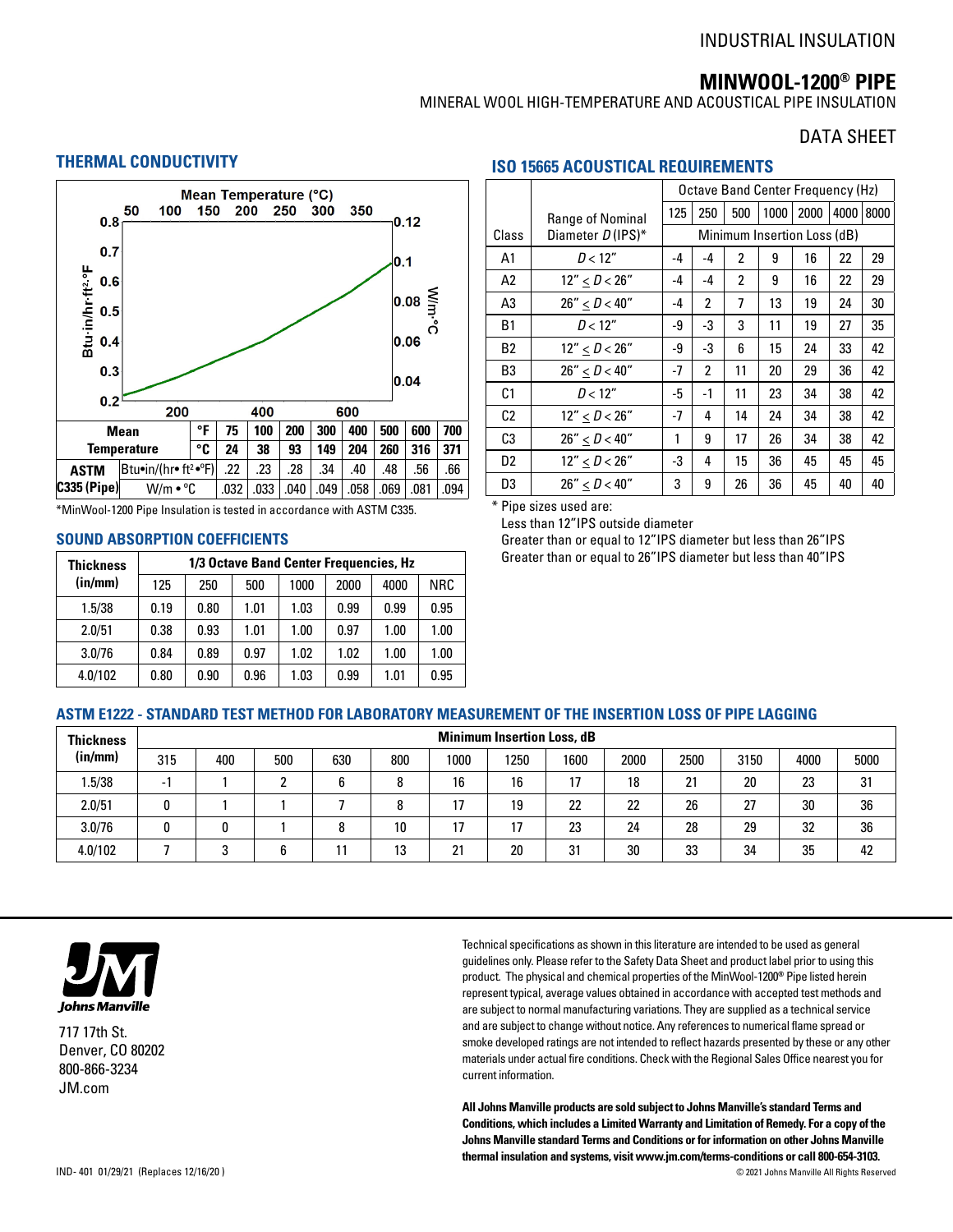INDUSTRIAL INSULATION

# MINWOOL-1200® PIPE

MINERAL WOOL HIGH-TEMPERATURE AND ACOUSTICAL PIPE INSULATION

DATA SHEET

## THERMAL CONDUCTIVITY

Mean Temperature (°C)
50 100 150 200 250 300 350
Btu·in/hr·ft²·°F
0.8 0.7 0.6 0.5 0.4 0.3 0.2
W/m·°C
0.12 0.1 0.08 0.06 0.04
200 400 600

| Mean Temperature | | | | | | | | | |
|---|---|---|---|---|---|---|---|---|---|
| | °F | 75 | 100 | 200 | 300 | 400 | 500 | 600 | 700 |
| | °C | 24 | 38 | 93 | 149 | 204 | 260 | 316 | 371 |
| ASTM C335 (Pipe) | Btu•in/(hr• ft²•°F) | .22 | .23 | .28 | .34 | .40 | .48 | .56 | .66 |
| | W/m • °C | .032 | .033 | .040 | .049 | .058 | .069 | .081 | .094 |

*MinWool-1200 Pipe Insulation is tested in accordance with ASTM C335.

## SOUND ABSORPTION COEFFICIENTS

| Thickness (in/mm) | 1/3 Octave Band Center Frequencies, Hz | | | | | | |
|---|---|---|---|---|---|---|---|
| | 125 | 250 | 500 | 1000 | 2000 | 4000 | NRC |
| 1.5/38 | 0.19 | 0.80 | 1.01 | 1.03 | 0.99 | 0.99 | 0.95 |
| 2.0/51 | 0.38 | 0.93 | 1.01 | 1.00 | 0.97 | 1.00 | 1.00 |
| 3.0/76 | 0.84 | 0.89 | 0.97 | 1.02 | 1.02 | 1.00 | 1.00 |
| 4.0/102 | 0.80 | 0.90 | 0.96 | 1.03 | 0.99 | 1.01 | 0.95 |

## ISO 15665 ACOUSTICAL REQUIREMENTS

| Class | Range of Nominal Diameter D (IPS)* | Octave Band Center Frequency (Hz) | | | | | | |
|---|---|---|---|---|---|---|---|---|
| | | 125 | 250 | 500 | 1000 | 2000 | 4000 | 8000 |
| | | Minimum Insertion Loss (dB) | | | | | | |
| A1 | $D < 12''$ | -4 | -4 | 2 | 9 | 16 | 22 | 29 |
| A2 | $12'' \leq D < 26''$ | -4 | -4 | 2 | 9 | 16 | 22 | 29 |
| A3 | $26'' \leq D < 40''$ | -4 | 2 | 7 | 13 | 19 | 24 | 30 |
| B1 | $D < 12''$ | -9 | -3 | 3 | 11 | 19 | 27 | 35 |
| B2 | $12'' \leq D < 26''$ | -9 | -3 | 6 | 15 | 24 | 33 | 42 |
| B3 | $26'' \leq D < 40''$ | -7 | 2 | 11 | 20 | 29 | 36 | 42 |
| C1 | $D < 12''$ | -5 | -1 | 11 | 23 | 34 | 38 | 42 |
| C2 | $12'' \leq D < 26''$ | -7 | 4 | 14 | 24 | 34 | 38 | 42 |
| C3 | $26'' \leq D < 40''$ | 1 | 9 | 17 | 26 | 34 | 38 | 42 |
| D2 | $12'' \leq D < 26''$ | -3 | 4 | 15 | 36 | 45 | 45 | 45 |
| D3 | $26'' \leq D < 40''$ | 3 | 9 | 26 | 36 | 45 | 40 | 40 |

* Pipe sizes used are:
Less than 12"IPS outside diameter
Greater than or equal to 12"IPS diameter but less than 26"IPS
Greater than or equal to 26"IPS diameter but less than 40"IPS

## ASTM E1222 - STANDARD TEST METHOD FOR LABORATORY MEASUREMENT OF THE INSERTION LOSS OF PIPE LAGGING

| Thickness (in/mm) | Minimum Insertion Loss, dB | | | | | | | | | | | | |
|---|---|---|---|---|---|---|---|---|---|---|---|---|---|
| | 315 | 400 | 500 | 630 | 800 | 1000 | 1250 | 1600 | 2000 | 2500 | 3150 | 4000 | 5000 |
| 1.5/38 | -1 | 1 | 2 | 6 | 8 | 16 | 16 | 17 | 18 | 21 | 20 | 23 | 31 |
| 2.0/51 | 0 | 1 | 1 | 7 | 8 | 17 | 19 | 22 | 22 | 26 | 27 | 30 | 36 |
| 3.0/76 | 0 | 0 | 1 | 8 | 10 | 17 | 17 | 23 | 24 | 28 | 29 | 32 | 36 |
| 4.0/102 | 7 | 3 | 6 | 11 | 13 | 21 | 20 | 31 | 30 | 33 | 34 | 35 | 42 |

Johns Manville
717 17th St.
Denver, CO 80202
800-866-3234
JM.com

Technical specifications as shown in this literature are intended to be used as general guidelines only. Please refer to the Safety Data Sheet and product label prior to using this product. The physical and chemical properties of the MinWool-1200® Pipe listed herein represent typical, average values obtained in accordance with accepted test methods and are subject to normal manufacturing variations. They are supplied as a technical service and are subject to change without notice. Any references to numerical flame spread or smoke developed ratings are not intended to reflect hazards presented by these or any other materials under actual fire conditions. Check with the Regional Sales Office nearest you for current information.

**All Johns Manville products are sold subject to Johns Manville's standard Terms and Conditions, which includes a Limited Warranty and Limitation of Remedy. For a copy of the Johns Manville standard Terms and Conditions or for information on other Johns Manville thermal insulation and systems, visit www.jm.com/terms-conditions or call 800-654-3103.**

IND- 401 01/29/21 (Replaces 12/16/20 )

© 2021 Johns Manville All Rights Reserved